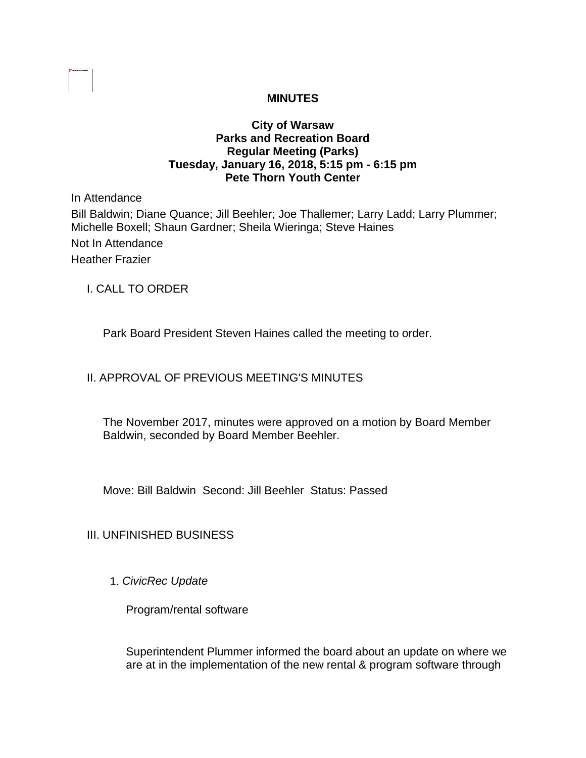**MINUTES**

**City of Warsaw**
**Parks and Recreation Board**
**Regular Meeting (Parks)**
**Tuesday, January 16, 2018, 5:15 pm - 6:15 pm**
**Pete Thorn Youth Center**

In Attendance

Bill Baldwin; Diane Quance; Jill Beehler; Joe Thallemer; Larry Ladd; Larry Plummer; Michelle Boxell; Shaun Gardner; Sheila Wieringa; Steve Haines

Not In Attendance

Heather Frazier

I. CALL TO ORDER

Park Board President Steven Haines called the meeting to order.

II. APPROVAL OF PREVIOUS MEETING'S MINUTES

The November 2017, minutes were approved on a motion by Board Member Baldwin, seconded by Board Member Beehler.

Move: Bill Baldwin Second: Jill Beehler Status: Passed

III. UNFINISHED BUSINESS

1. *CivicRec Update*

Program/rental software

Superintendent Plummer informed the board about an update on where we are at in the implementation of the new rental & program software through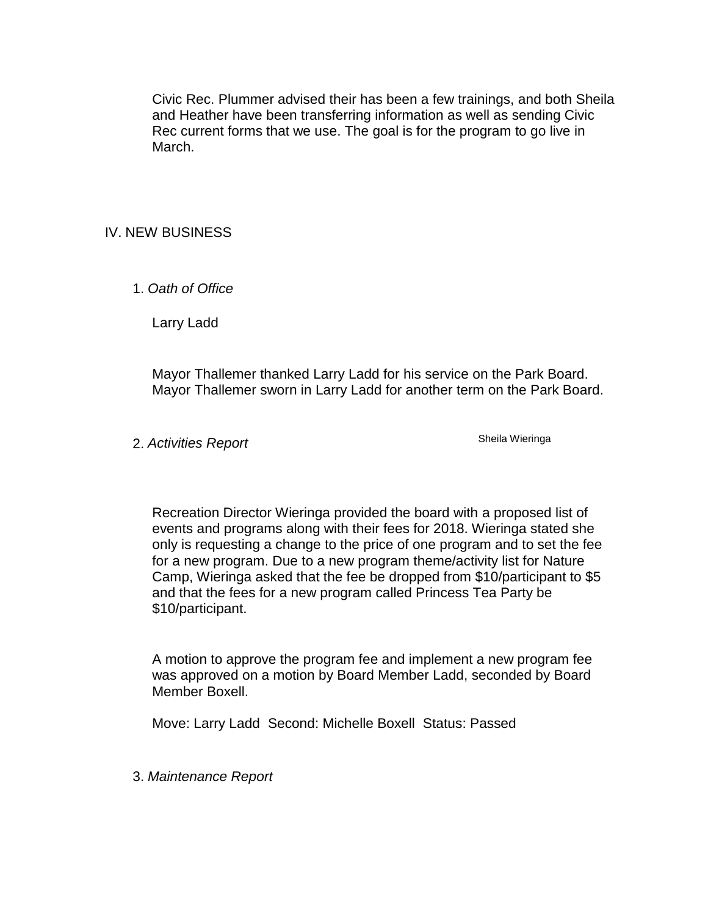Civic Rec. Plummer advised their has been a few trainings, and both Sheila and Heather have been transferring information as well as sending Civic Rec current forms that we use. The goal is for the program to go live in March.

## IV. NEW BUSINESS

1. *Oath of Office*

Larry Ladd

Mayor Thallemer thanked Larry Ladd for his service on the Park Board. Mayor Thallemer sworn in Larry Ladd for another term on the Park Board.

2. *Activities Report*

Sheila Wieringa

Recreation Director Wieringa provided the board with a proposed list of events and programs along with their fees for 2018. Wieringa stated she only is requesting a change to the price of one program and to set the fee for a new program. Due to a new program theme/activity list for Nature Camp, Wieringa asked that the fee be dropped from $10/participant to $5 and that the fees for a new program called Princess Tea Party be $10/participant.

A motion to approve the program fee and implement a new program fee was approved on a motion by Board Member Ladd, seconded by Board Member Boxell.

Move: Larry Ladd Second: Michelle Boxell Status: Passed

3. *Maintenance Report*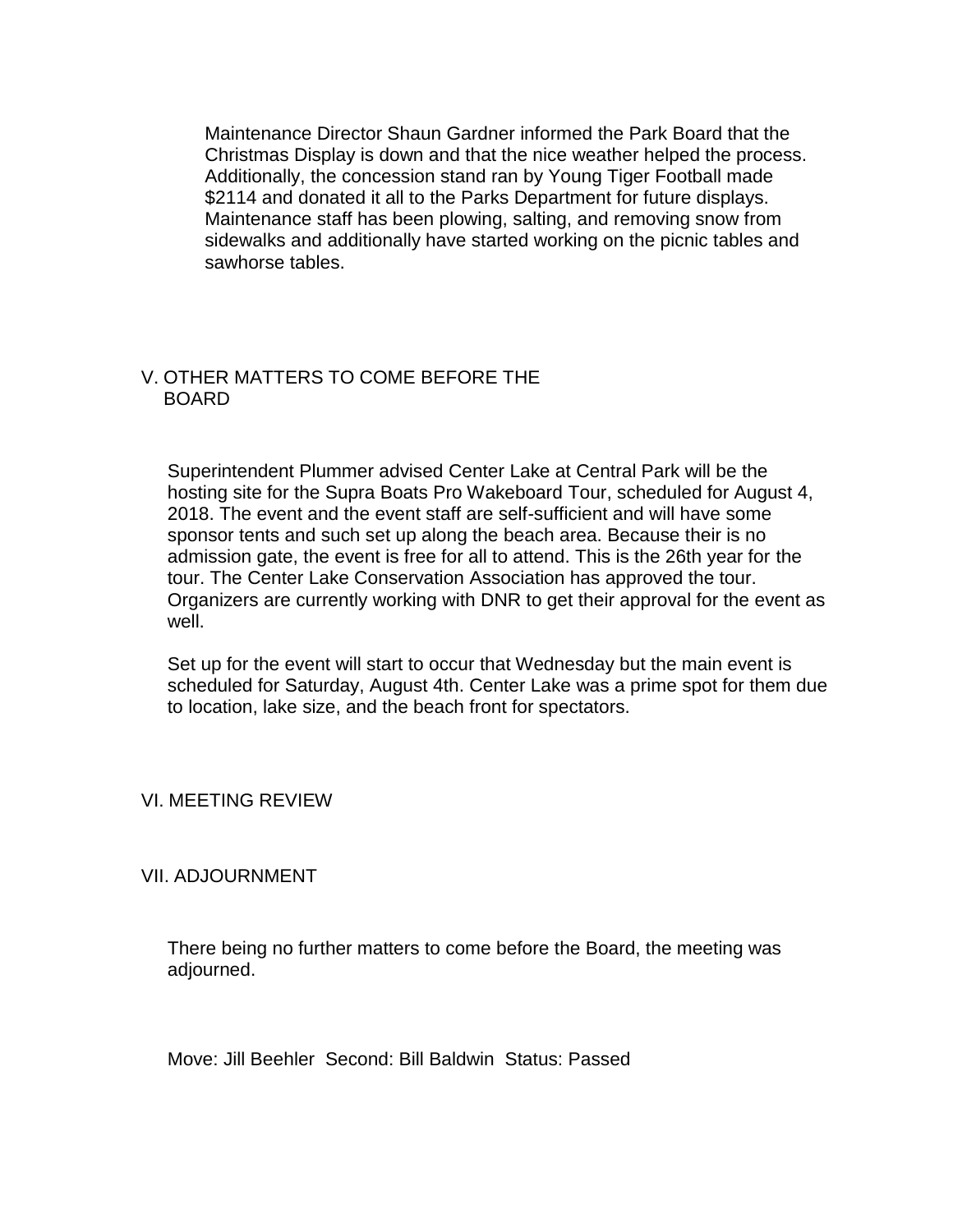Maintenance Director Shaun Gardner informed the Park Board that the Christmas Display is down and that the nice weather helped the process. Additionally, the concession stand ran by Young Tiger Football made $2114 and donated it all to the Parks Department for future displays. Maintenance staff has been plowing, salting, and removing snow from sidewalks and additionally have started working on the picnic tables and sawhorse tables.

## V. OTHER MATTERS TO COME BEFORE THE BOARD

Superintendent Plummer advised Center Lake at Central Park will be the hosting site for the Supra Boats Pro Wakeboard Tour, scheduled for August 4, 2018. The event and the event staff are self-sufficient and will have some sponsor tents and such set up along the beach area. Because their is no admission gate, the event is free for all to attend. This is the 26th year for the tour. The Center Lake Conservation Association has approved the tour. Organizers are currently working with DNR to get their approval for the event as well.

Set up for the event will start to occur that Wednesday but the main event is scheduled for Saturday, August 4th. Center Lake was a prime spot for them due to location, lake size, and the beach front for spectators.

## VI. MEETING REVIEW

## VII. ADJOURNMENT

There being no further matters to come before the Board, the meeting was adjourned.

Move: Jill Beehler Second: Bill Baldwin Status: Passed